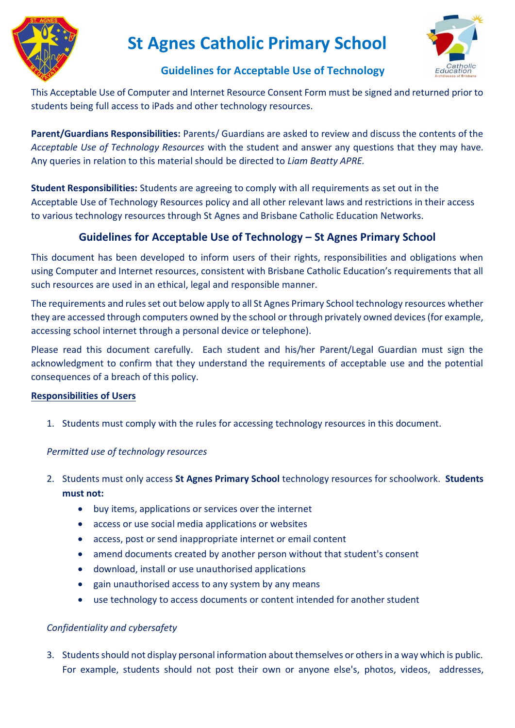# St Agnes Catholic Primary School

## Guidelines for Acceptable Use of Technology

This Acceptable Use of Computer and Internet Resource Consent Form must be signed and returned prior to students being full access to iPads and other technology resources.

**Parent/Guardians Responsibilities:** Parents/ Guardians are asked to review and discuss the contents of the *Acceptable Use of Technology Resources* with the student and answer any questions that they may have. Any queries in relation to this material should be directed to *Liam Beatty APRE.*

**Student Responsibilities:** Students are agreeing to comply with all requirements as set out in the Acceptable Use of Technology Resources policy and all other relevant laws and restrictions in their access to various technology resources through St Agnes and Brisbane Catholic Education Networks.

### Guidelines for Acceptable Use of Technology – St Agnes Primary School

This document has been developed to inform users of their rights, responsibilities and obligations when using Computer and Internet resources, consistent with Brisbane Catholic Education's requirements that all such resources are used in an ethical, legal and responsible manner.

The requirements and rules set out below apply to all St Agnes Primary School technology resources whether they are accessed through computers owned by the school or through privately owned devices (for example, accessing school internet through a personal device or telephone).

Please read this document carefully. Each student and his/her Parent/Legal Guardian must sign the acknowledgment to confirm that they understand the requirements of acceptable use and the potential consequences of a breach of this policy.

**Responsibilities of Users**

1. Students must comply with the rules for accessing technology resources in this document.

*Permitted use of technology resources*

2. Students must only access **St Agnes Primary School** technology resources for schoolwork. **Students must not:**
   - buy items, applications or services over the internet
   - access or use social media applications or websites
   - access, post or send inappropriate internet or email content
   - amend documents created by another person without that student's consent
   - download, install or use unauthorised applications
   - gain unauthorised access to any system by any means
   - use technology to access documents or content intended for another student

*Confidentiality and cybersafety*

3. Students should not display personal information about themselves or others in a way which is public. For example, students should not post their own or anyone else's, photos, videos, addresses,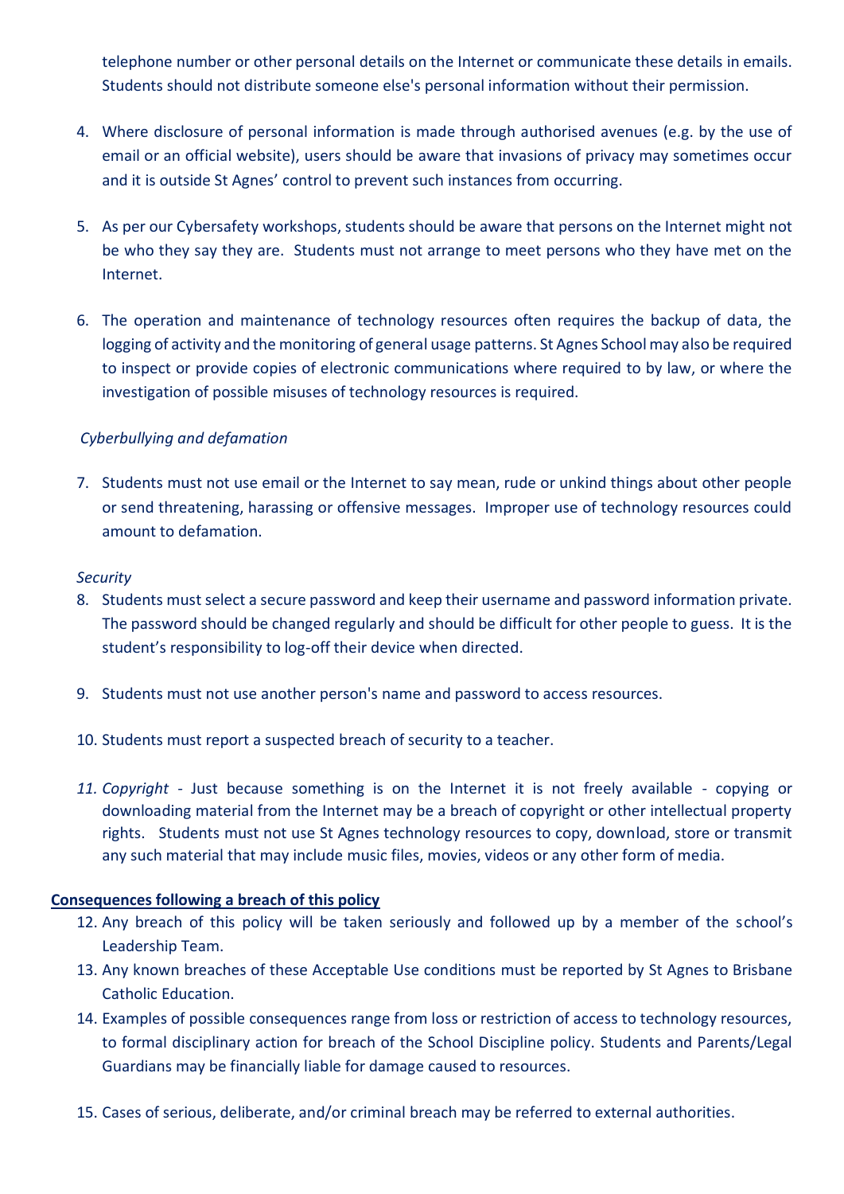telephone number or other personal details on the Internet or communicate these details in emails. Students should not distribute someone else's personal information without their permission.

4. Where disclosure of personal information is made through authorised avenues (e.g. by the use of email or an official website), users should be aware that invasions of privacy may sometimes occur and it is outside St Agnes' control to prevent such instances from occurring.

5. As per our Cybersafety workshops, students should be aware that persons on the Internet might not be who they say they are. Students must not arrange to meet persons who they have met on the Internet.

6. The operation and maintenance of technology resources often requires the backup of data, the logging of activity and the monitoring of general usage patterns. St Agnes School may also be required to inspect or provide copies of electronic communications where required to by law, or where the investigation of possible misuses of technology resources is required.

*Cyberbullying and defamation*

7. Students must not use email or the Internet to say mean, rude or unkind things about other people or send threatening, harassing or offensive messages. Improper use of technology resources could amount to defamation.

*Security*

8. Students must select a secure password and keep their username and password information private. The password should be changed regularly and should be difficult for other people to guess. It is the student's responsibility to log-off their device when directed.

9. Students must not use another person's name and password to access resources.

10. Students must report a suspected breach of security to a teacher.

11. *Copyright* - Just because something is on the Internet it is not freely available - copying or downloading material from the Internet may be a breach of copyright or other intellectual property rights. Students must not use St Agnes technology resources to copy, download, store or transmit any such material that may include music files, movies, videos or any other form of media.

**Consequences following a breach of this policy**

12. Any breach of this policy will be taken seriously and followed up by a member of the school's Leadership Team.
13. Any known breaches of these Acceptable Use conditions must be reported by St Agnes to Brisbane Catholic Education.
14. Examples of possible consequences range from loss or restriction of access to technology resources, to formal disciplinary action for breach of the School Discipline policy. Students and Parents/Legal Guardians may be financially liable for damage caused to resources.

15. Cases of serious, deliberate, and/or criminal breach may be referred to external authorities.